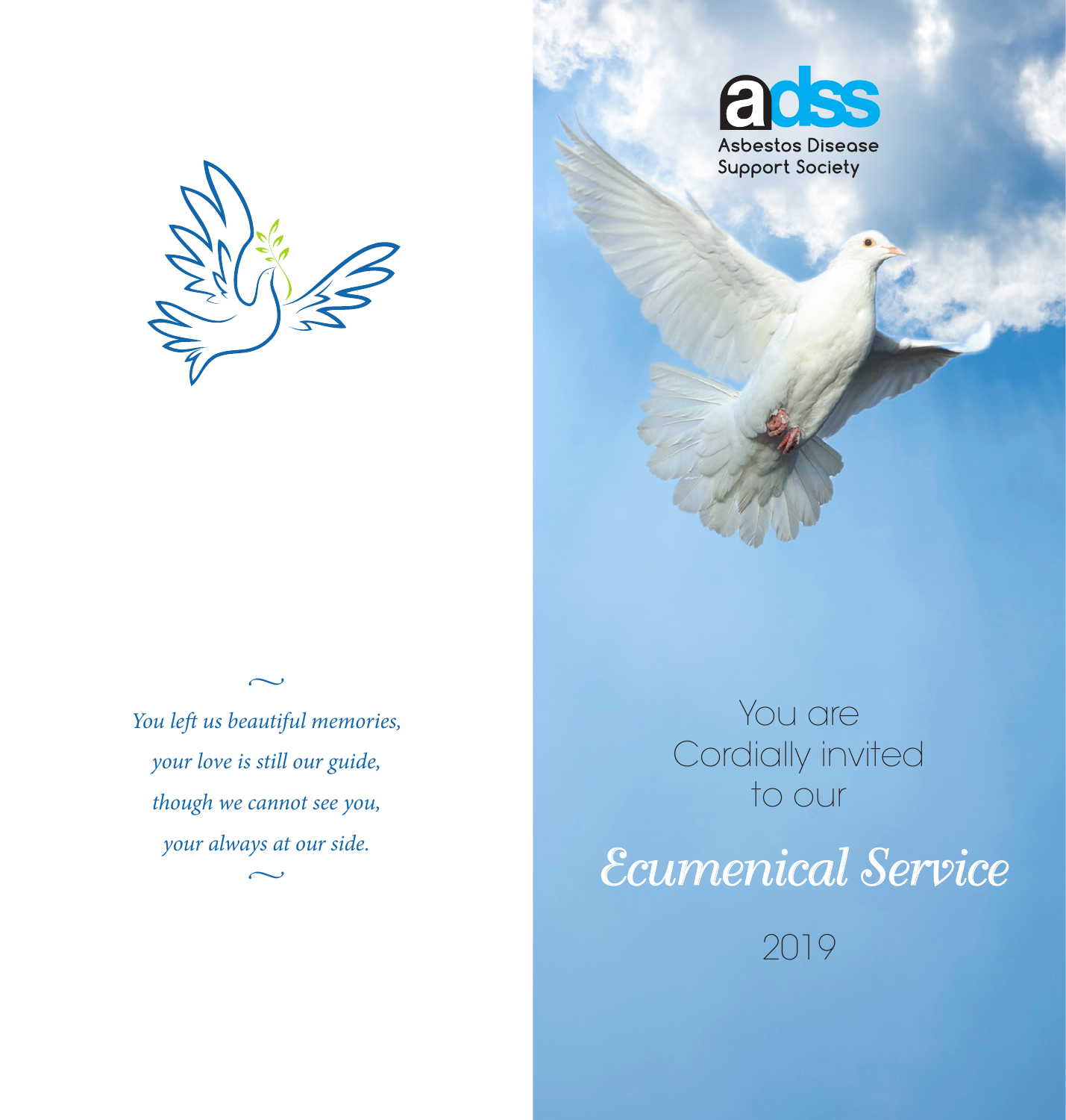~

*You left us beautiful memories,*
*your love is still our guide,*
*though we cannot see you,*
*your always at our side.*

~

adss
Asbestos Disease
Support Society

You are
Cordially invited
to our

# Ecumenical Service

2019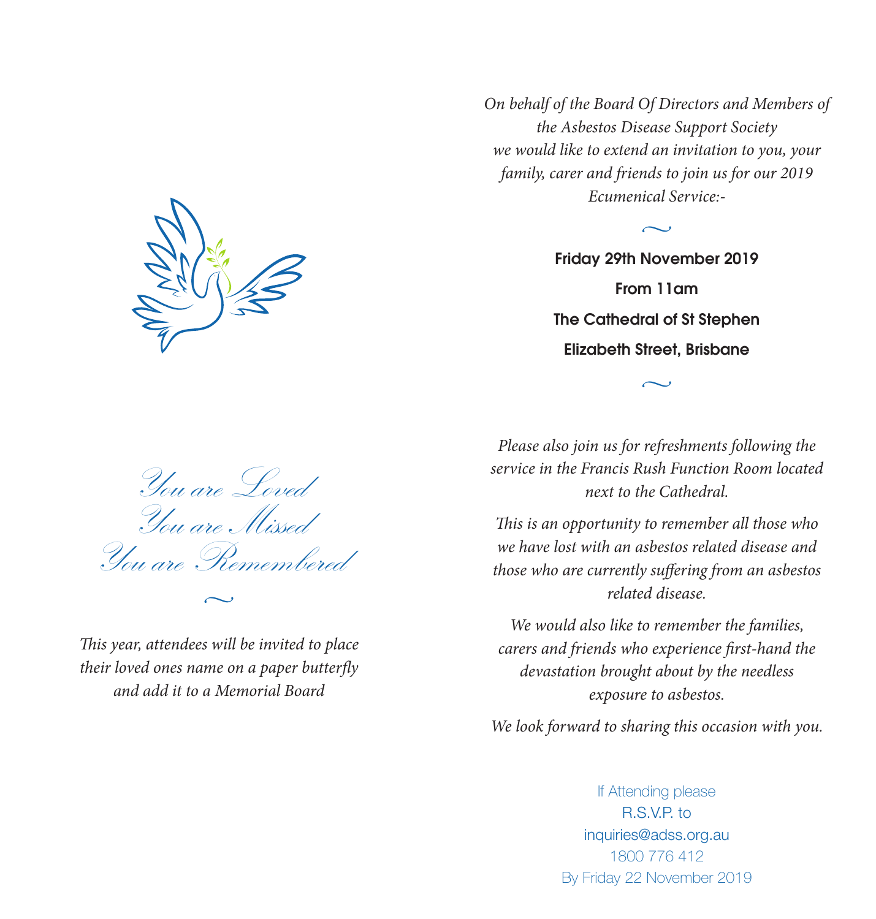*You are Loved*
*You are Missed*
*You are Remembered*

~

*This year, attendees will be invited to place their loved ones name on a paper butterfly and add it to a Memorial Board*

*On behalf of the Board Of Directors and Members of the Asbestos Disease Support Society we would like to extend an invitation to you, your family, carer and friends to join us for our 2019 Ecumenical Service:-*

~

**Friday 29th November 2019**

**From 11am**

**The Cathedral of St Stephen**

**Elizabeth Street, Brisbane**

~

*Please also join us for refreshments following the service in the Francis Rush Function Room located next to the Cathedral.*

*This is an opportunity to remember all those who we have lost with an asbestos related disease and those who are currently suffering from an asbestos related disease.*

*We would also like to remember the families, carers and friends who experience first-hand the devastation brought about by the needless exposure to asbestos.*

*We look forward to sharing this occasion with you.*

If Attending please
R.S.V.P. to
inquiries@adss.org.au
1800 776 412
By Friday 22 November 2019